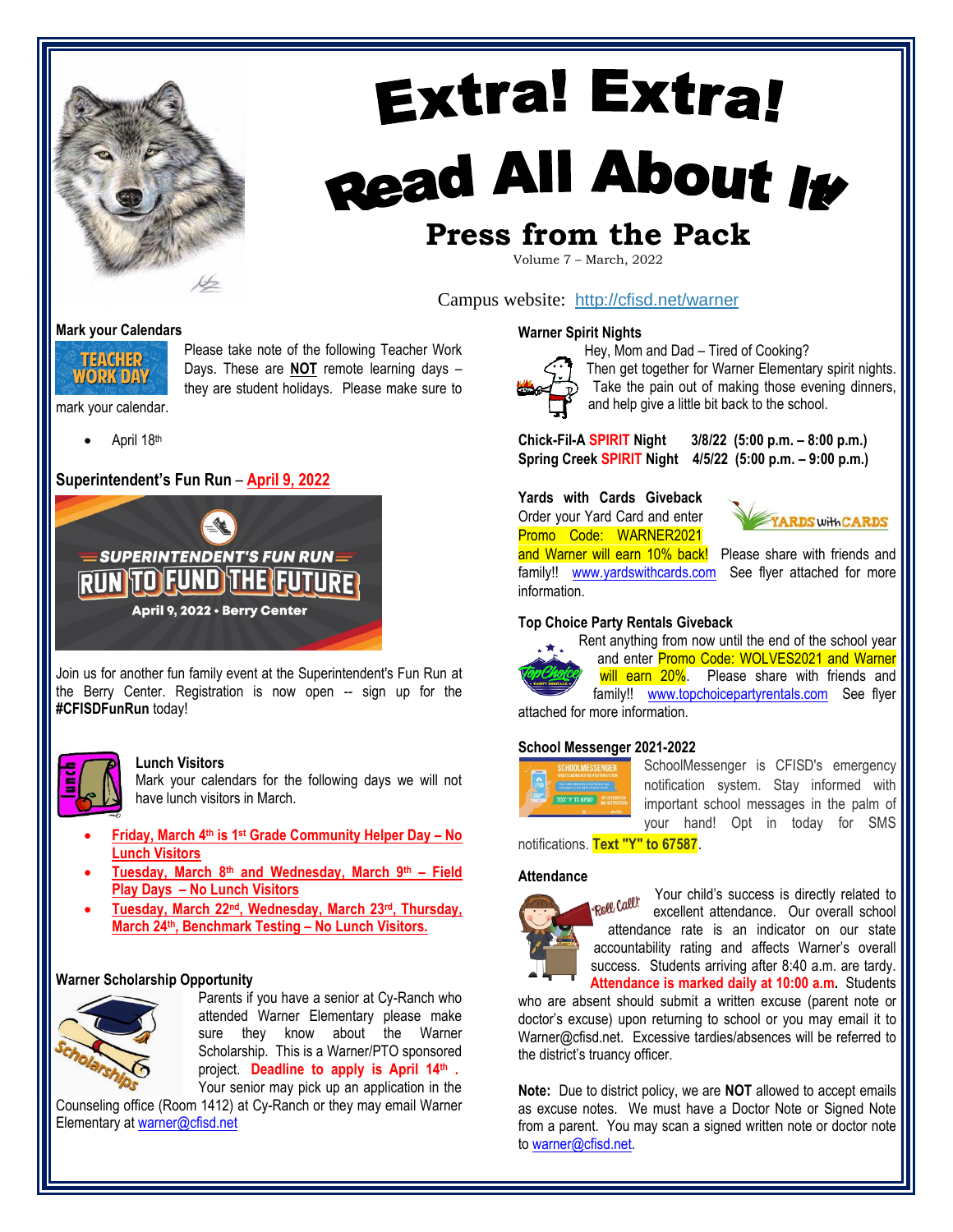# Extra! Extra! Read All About It

## Press from the Pack

Volume 7 – March, 2022

Campus website: http://cfisd.net/warner

### Mark your Calendars

Please take note of the following Teacher Work Days. These are **NOT** remote learning days – they are student holidays. Please make sure to mark your calendar.

- April 18th

### Superintendent's Fun Run – April 9, 2022

Join us for another fun family event at the Superintendent's Fun Run at the Berry Center. Registration is now open -- sign up for the **#CFISDFunRun** today!

### Lunch Visitors

Mark your calendars for the following days we will not have lunch visitors in March.

- **Friday, March 4th is 1st Grade Community Helper Day – No Lunch Visitors**
- **Tuesday, March 8th and Wednesday, March 9th – Field Play Days – No Lunch Visitors**
- **Tuesday, March 22nd, Wednesday, March 23rd, Thursday, March 24th, Benchmark Testing – No Lunch Visitors.**

### Warner Scholarship Opportunity

Parents if you have a senior at Cy-Ranch who attended Warner Elementary please make sure they know about the Warner Scholarship. This is a Warner/PTO sponsored project. **Deadline to apply is April 14th .** Your senior may pick up an application in the Counseling office (Room 1412) at Cy-Ranch or they may email Warner Elementary at warner@cfisd.net

### Warner Spirit Nights

Hey, Mom and Dad – Tired of Cooking? Then get together for Warner Elementary spirit nights. Take the pain out of making those evening dinners, and help give a little bit back to the school.

**Chick-Fil-A SPIRIT Night 3/8/22 (5:00 p.m. – 8:00 p.m.)**
**Spring Creek SPIRIT Night 4/5/22 (5:00 p.m. – 9:00 p.m.)**

### Yards with Cards Giveback

Order your Yard Card and enter Promo Code: WARNER2021 and Warner will earn 10% back! Please share with friends and family!! www.yardswithcards.com See flyer attached for more information.

### Top Choice Party Rentals Giveback

Rent anything from now until the end of the school year and enter Promo Code: WOLVES2021 and Warner will earn 20%. Please share with friends and family!! www.topchoicepartyrentals.com See flyer attached for more information.

### School Messenger 2021-2022

SchoolMessenger is CFISD's emergency notification system. Stay informed with important school messages in the palm of your hand! Opt in today for SMS notifications. **Text "Y" to 67587**.

### Attendance

Your child's success is directly related to excellent attendance. Our overall school attendance rate is an indicator on our state accountability rating and affects Warner's overall success. Students arriving after 8:40 a.m. are tardy. **Attendance is marked daily at 10:00 a.m.** Students who are absent should submit a written excuse (parent note or doctor's excuse) upon returning to school or you may email it to Warner@cfisd.net. Excessive tardies/absences will be referred to the district's truancy officer.

**Note:** Due to district policy, we are **NOT** allowed to accept emails as excuse notes. We must have a Doctor Note or Signed Note from a parent. You may scan a signed written note or doctor note to warner@cfisd.net.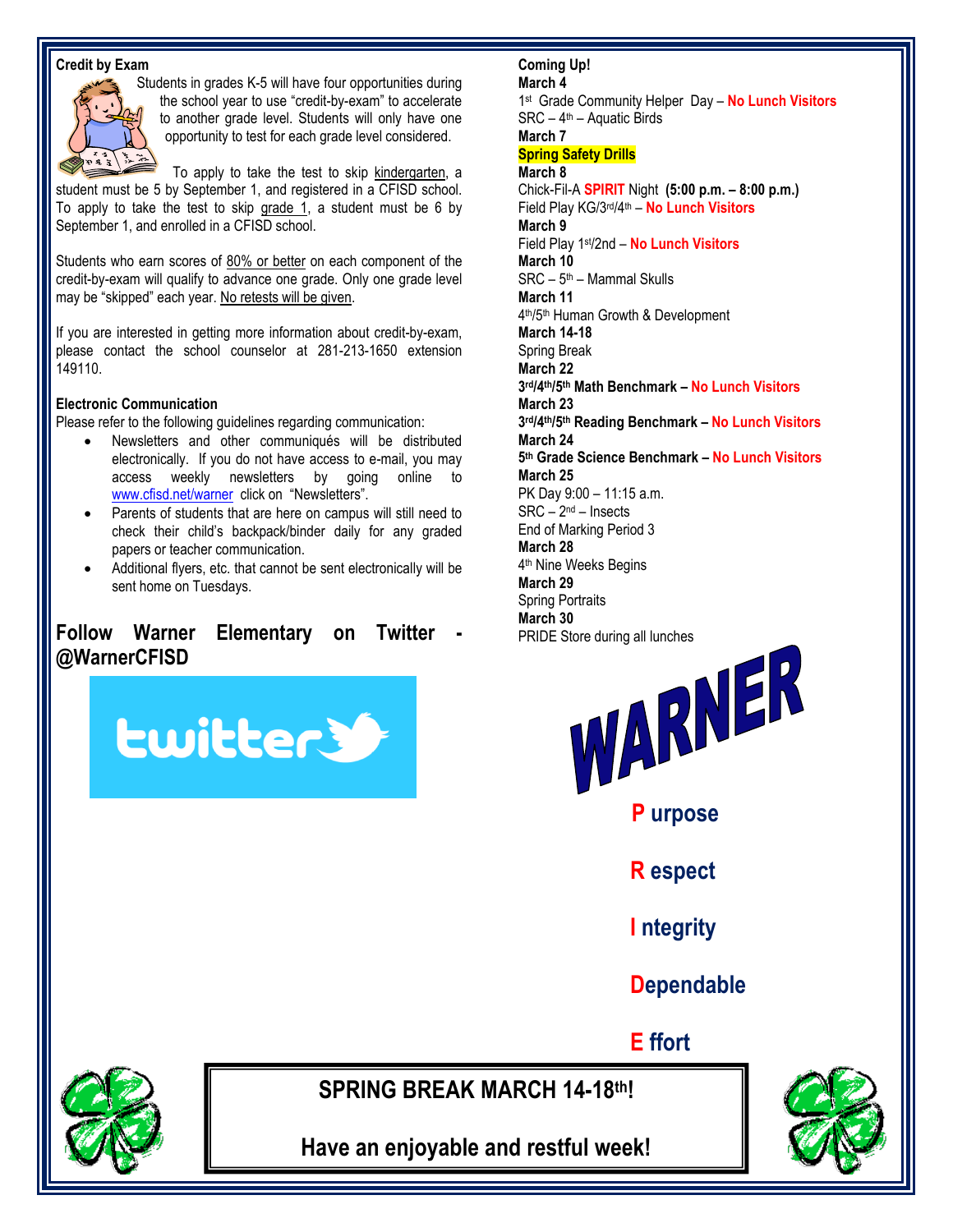## Credit by Exam

Students in grades K-5 will have four opportunities during the school year to use "credit-by-exam" to accelerate to another grade level. Students will only have one opportunity to test for each grade level considered.

To apply to take the test to skip kindergarten, a student must be 5 by September 1, and registered in a CFISD school. To apply to take the test to skip grade 1, a student must be 6 by September 1, and enrolled in a CFISD school.

Students who earn scores of 80% or better on each component of the credit-by-exam will qualify to advance one grade. Only one grade level may be "skipped" each year. No retests will be given.

If you are interested in getting more information about credit-by-exam, please contact the school counselor at 281-213-1650 extension 149110.

## Electronic Communication

Please refer to the following guidelines regarding communication:

- Newsletters and other communiqués will be distributed electronically. If you do not have access to e-mail, you may access weekly newsletters by going online to www.cfisd.net/warner click on "Newsletters".
- Parents of students that are here on campus will still need to check their child's backpack/binder daily for any graded papers or teacher communication.
- Additional flyers, etc. that cannot be sent electronically will be sent home on Tuesdays.

## Follow Warner Elementary on Twitter - @WarnerCFISD

twitter

## Coming Up!

**March 4**
1st Grade Community Helper Day – **No Lunch Visitors**
SRC – 4th – Aquatic Birds

**March 7**
**Spring Safety Drills**

**March 8**
Chick-Fil-A **SPIRIT** Night **(5:00 p.m. – 8:00 p.m.)**
Field Play KG/3rd/4th – **No Lunch Visitors**

**March 9**
Field Play 1st/2nd – **No Lunch Visitors**

**March 10**
SRC – 5th – Mammal Skulls

**March 11**
4th/5th Human Growth & Development

**March 14-18**
Spring Break

**March 22**
**3rd/4th/5th Math Benchmark – No Lunch Visitors**

**March 23**
**3rd/4th/5th Reading Benchmark – No Lunch Visitors**

**March 24**
**5th Grade Science Benchmark – No Lunch Visitors**

**March 25**
PK Day 9:00 – 11:15 a.m.
SRC – 2nd – Insects
End of Marking Period 3

**March 28**
4th Nine Weeks Begins

**March 29**
Spring Portraits

**March 30**
PRIDE Store during all lunches

**WARNER**

**P urpose**

**R espect**

**I ntegrity**

**Dependable**

**E ffort**

**SPRING BREAK MARCH 14-18th!**

**Have an enjoyable and restful week!**